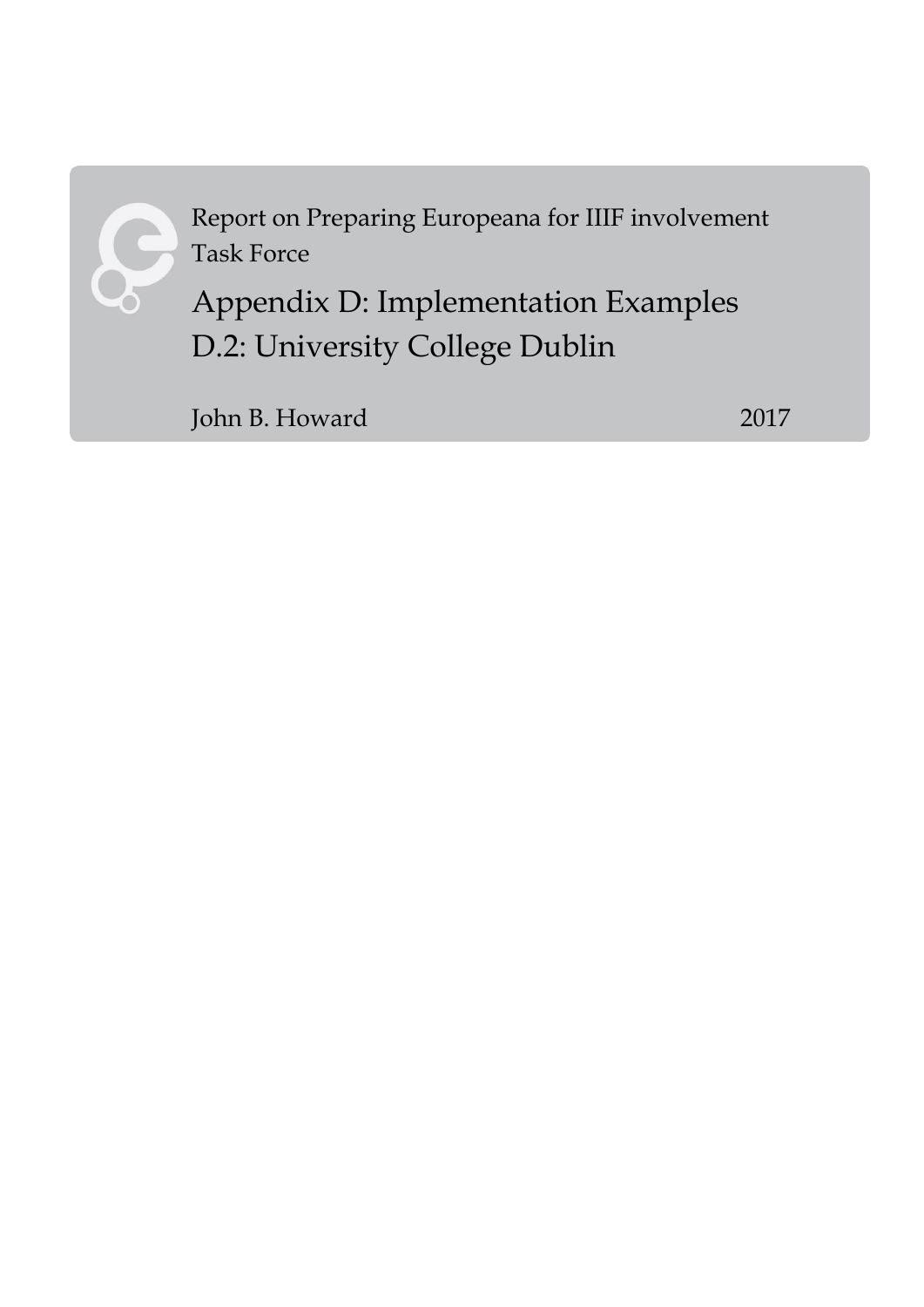Report on Preparing Europeana for IIIF involvement Task Force

# Appendix D: Implementation Examples

# D.2: University College Dublin

John B. Howard 2017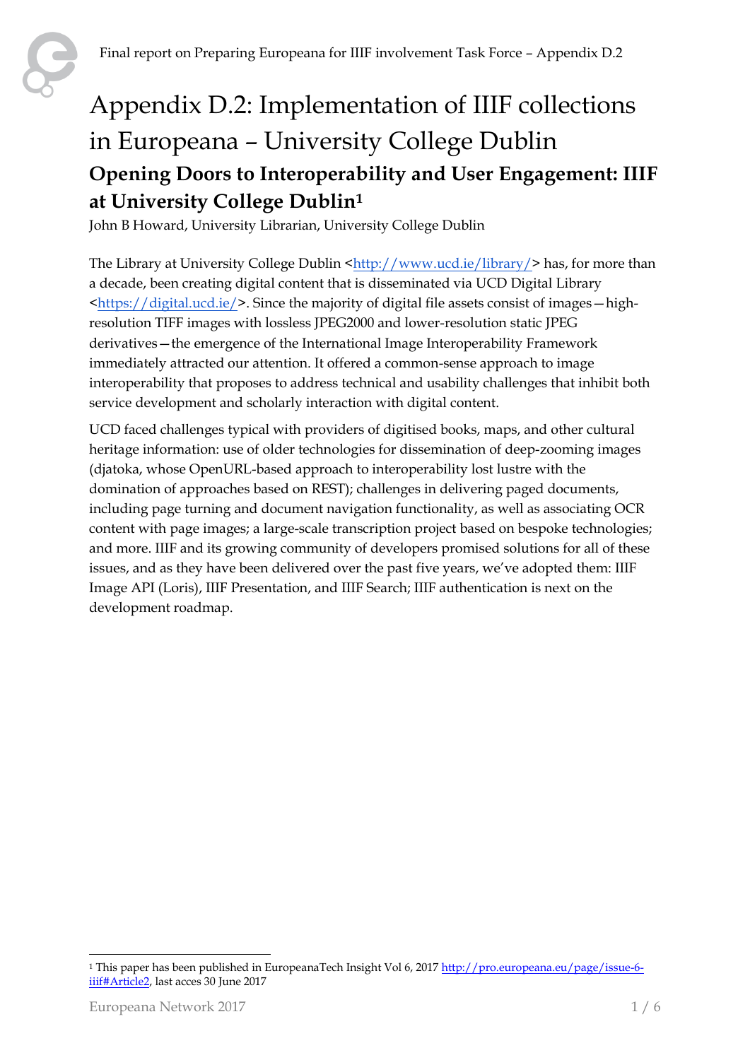# Appendix D.2: Implementation of IIIF collections in Europeana – University College Dublin

## Opening Doors to Interoperability and User Engagement: IIIF at University College Dublin[1]

John B Howard, University Librarian, University College Dublin

The Library at University College Dublin <http://www.ucd.ie/library/> has, for more than a decade, been creating digital content that is disseminated via UCD Digital Library <https://digital.ucd.ie/>. Since the majority of digital file assets consist of images—high-resolution TIFF images with lossless JPEG2000 and lower-resolution static JPEG derivatives—the emergence of the International Image Interoperability Framework immediately attracted our attention. It offered a common-sense approach to image interoperability that proposes to address technical and usability challenges that inhibit both service development and scholarly interaction with digital content.

UCD faced challenges typical with providers of digitised books, maps, and other cultural heritage information: use of older technologies for dissemination of deep-zooming images (djatoka, whose OpenURL-based approach to interoperability lost lustre with the domination of approaches based on REST); challenges in delivering paged documents, including page turning and document navigation functionality, as well as associating OCR content with page images; a large-scale transcription project based on bespoke technologies; and more. IIIF and its growing community of developers promised solutions for all of these issues, and as they have been delivered over the past five years, we've adopted them: IIIF Image API (Loris), IIIF Presentation, and IIIF Search; IIIF authentication is next on the development roadmap.

[1] This paper has been published in EuropeanaTech Insight Vol 6, 2017 http://pro.europeana.eu/page/issue-6-iiif#Article2, last acces 30 June 2017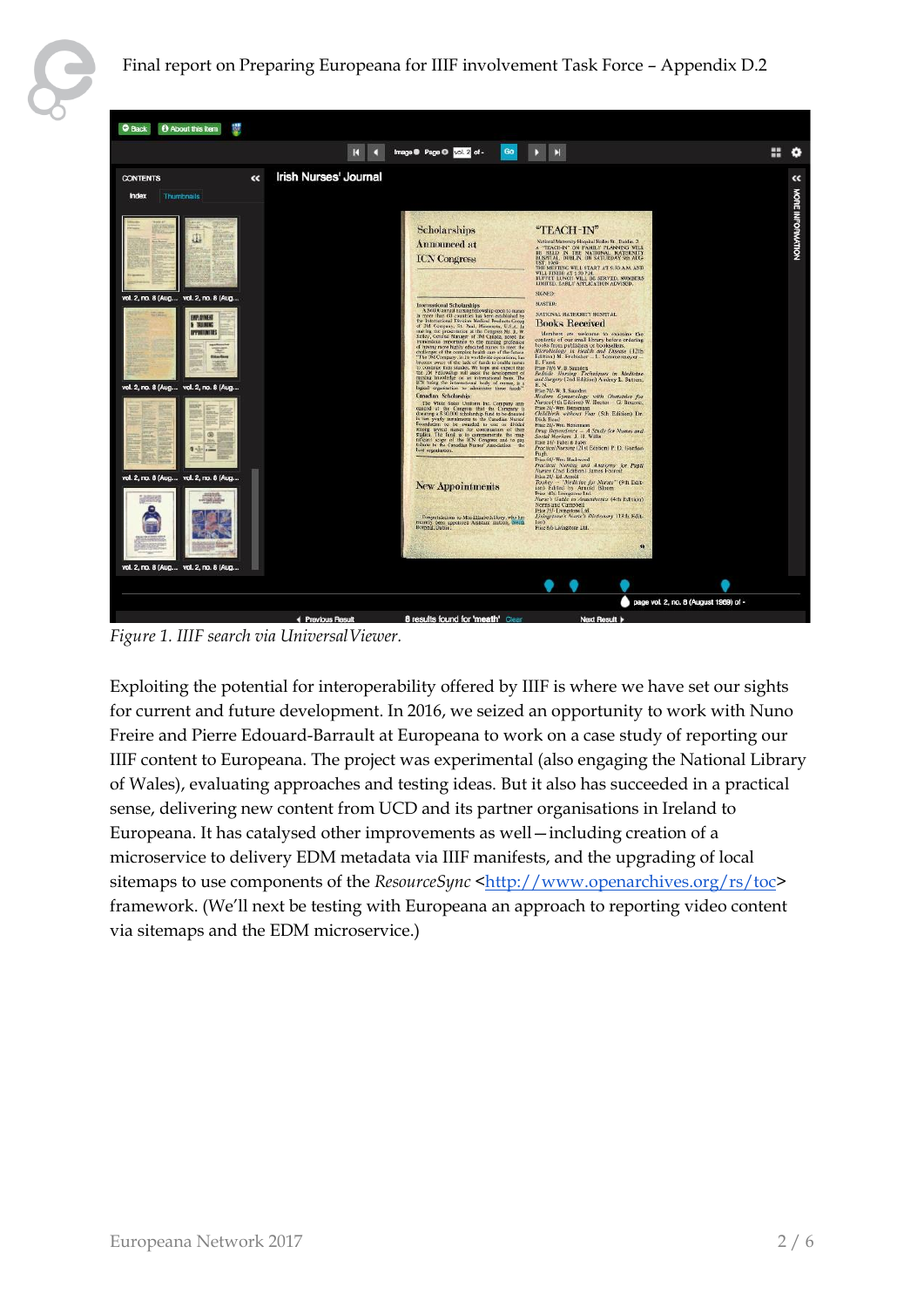*Figure 1. IIIF search via UniversalViewer.*

Exploiting the potential for interoperability offered by IIIF is where we have set our sights for current and future development. In 2016, we seized an opportunity to work with Nuno Freire and Pierre Edouard-Barrault at Europeana to work on a case study of reporting our IIIF content to Europeana. The project was experimental (also engaging the National Library of Wales), evaluating approaches and testing ideas. But it also has succeeded in a practical sense, delivering new content from UCD and its partner organisations in Ireland to Europeana. It has catalysed other improvements as well—including creation of a microservice to delivery EDM metadata via IIIF manifests, and the upgrading of local sitemaps to use components of the *ResourceSync* <http://www.openarchives.org/rs/toc> framework. (We'll next be testing with Europeana an approach to reporting video content via sitemaps and the EDM microservice.)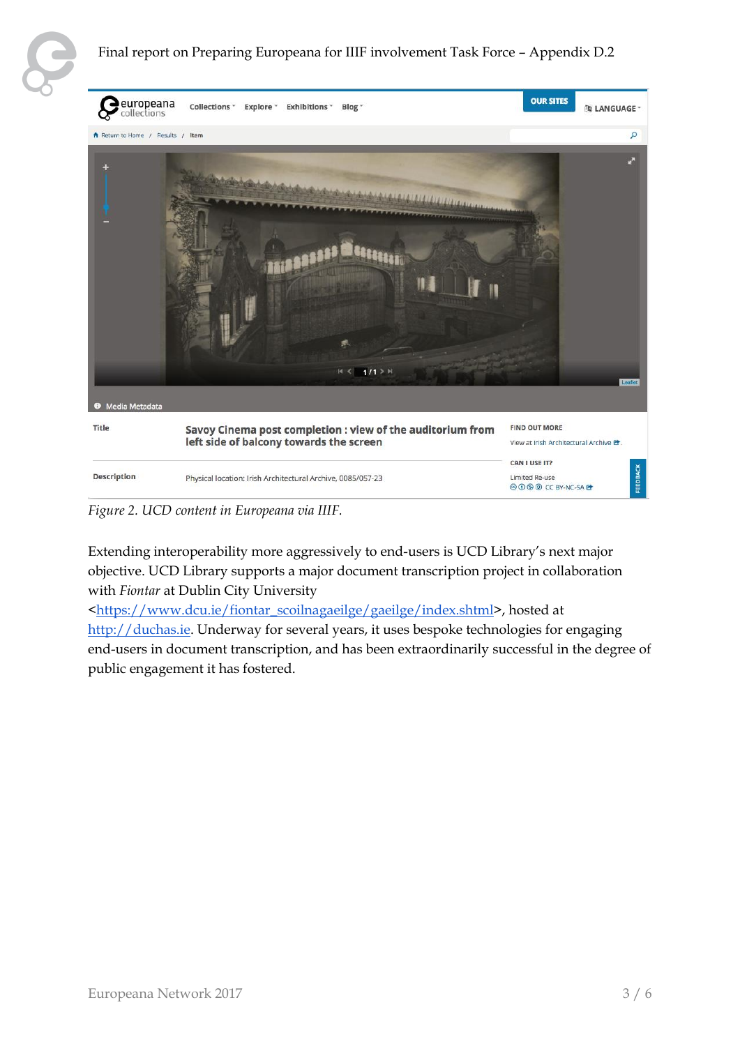*Figure 2. UCD content in Europeana via IIIF.*

Extending interoperability more aggressively to end-users is UCD Library's next major objective. UCD Library supports a major document transcription project in collaboration with *Fiontar* at Dublin City University <https://www.dcu.ie/fiontar_scoilnagaeilge/gaeilge/index.shtml>, hosted at http://duchas.ie. Underway for several years, it uses bespoke technologies for engaging end-users in document transcription, and has been extraordinarily successful in the degree of public engagement it has fostered.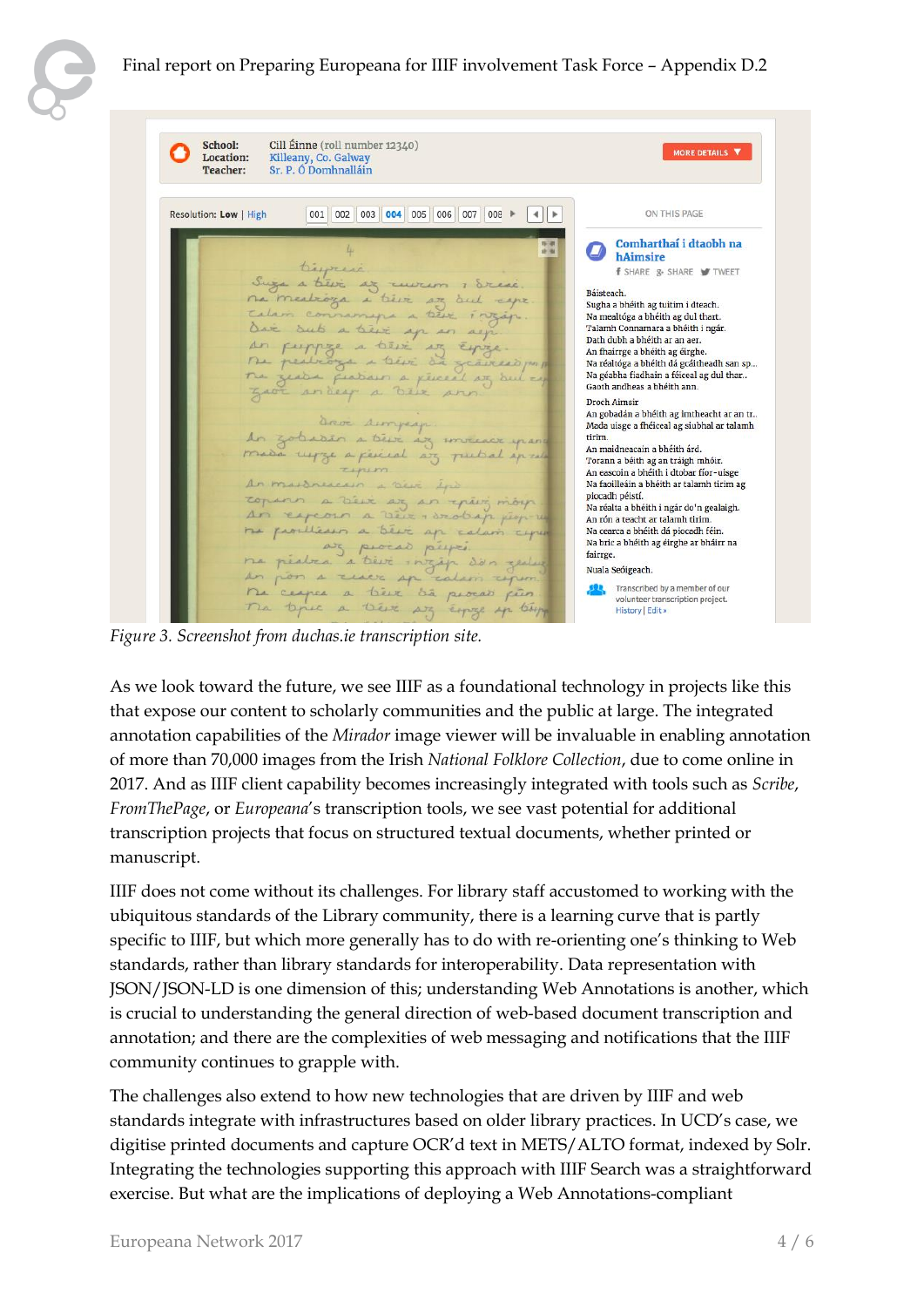*Figure 3. Screenshot from duchas.ie transcription site.*

As we look toward the future, we see IIIF as a foundational technology in projects like this that expose our content to scholarly communities and the public at large. The integrated annotation capabilities of the *Mirador* image viewer will be invaluable in enabling annotation of more than 70,000 images from the Irish *National Folklore Collection*, due to come online in 2017. And as IIIF client capability becomes increasingly integrated with tools such as *Scribe*, *FromThePage*, or *Europeana*'s transcription tools, we see vast potential for additional transcription projects that focus on structured textual documents, whether printed or manuscript.

IIIF does not come without its challenges. For library staff accustomed to working with the ubiquitous standards of the Library community, there is a learning curve that is partly specific to IIIF, but which more generally has to do with re-orienting one's thinking to Web standards, rather than library standards for interoperability. Data representation with JSON/JSON-LD is one dimension of this; understanding Web Annotations is another, which is crucial to understanding the general direction of web-based document transcription and annotation; and there are the complexities of web messaging and notifications that the IIIF community continues to grapple with.

The challenges also extend to how new technologies that are driven by IIIF and web standards integrate with infrastructures based on older library practices. In UCD's case, we digitise printed documents and capture OCR'd text in METS/ALTO format, indexed by Solr. Integrating the technologies supporting this approach with IIIF Search was a straightforward exercise. But what are the implications of deploying a Web Annotations-compliant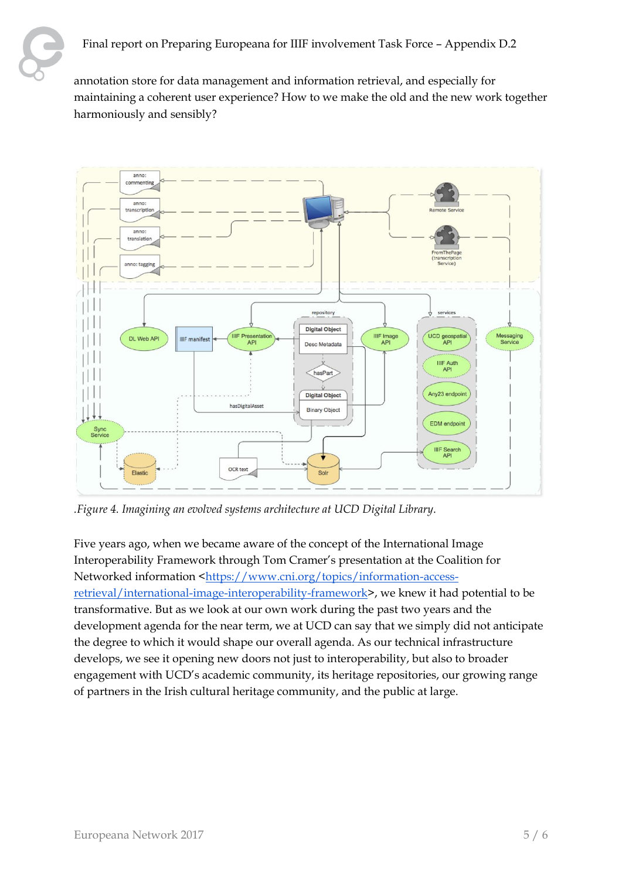annotation store for data management and information retrieval, and especially for maintaining a coherent user experience? How to we make the old and the new work together harmoniously and sensibly?

anno: commenting
anno: transcription
anno: translation
anno: tagging
Remote Service
FromThePage (transcription Service)
repository
services
DL Web API
IIIF manifest
IIIF Presentation API
Digital Object
Desc Metadata
hasPart
Digital Object
Binary Object
IIIF Image API
UCD geospatial API
IIIF Auth API
Any23 endpoint
EDM endpoint
IIIF Search API
Messaging Service
hasDigitalAsset
Sync Service
Elastic
OCR text
Solr

.*Figure 4. Imagining an evolved systems architecture at UCD Digital Library.*

Five years ago, when we became aware of the concept of the International Image Interoperability Framework through Tom Cramer's presentation at the Coalition for Networked information <https://www.cni.org/topics/information-access-retrieval/international-image-interoperability-framework>, we knew it had potential to be transformative. But as we look at our own work during the past two years and the development agenda for the near term, we at UCD can say that we simply did not anticipate the degree to which it would shape our overall agenda. As our technical infrastructure develops, we see it opening new doors not just to interoperability, but also to broader engagement with UCD's academic community, its heritage repositories, our growing range of partners in the Irish cultural heritage community, and the public at large.